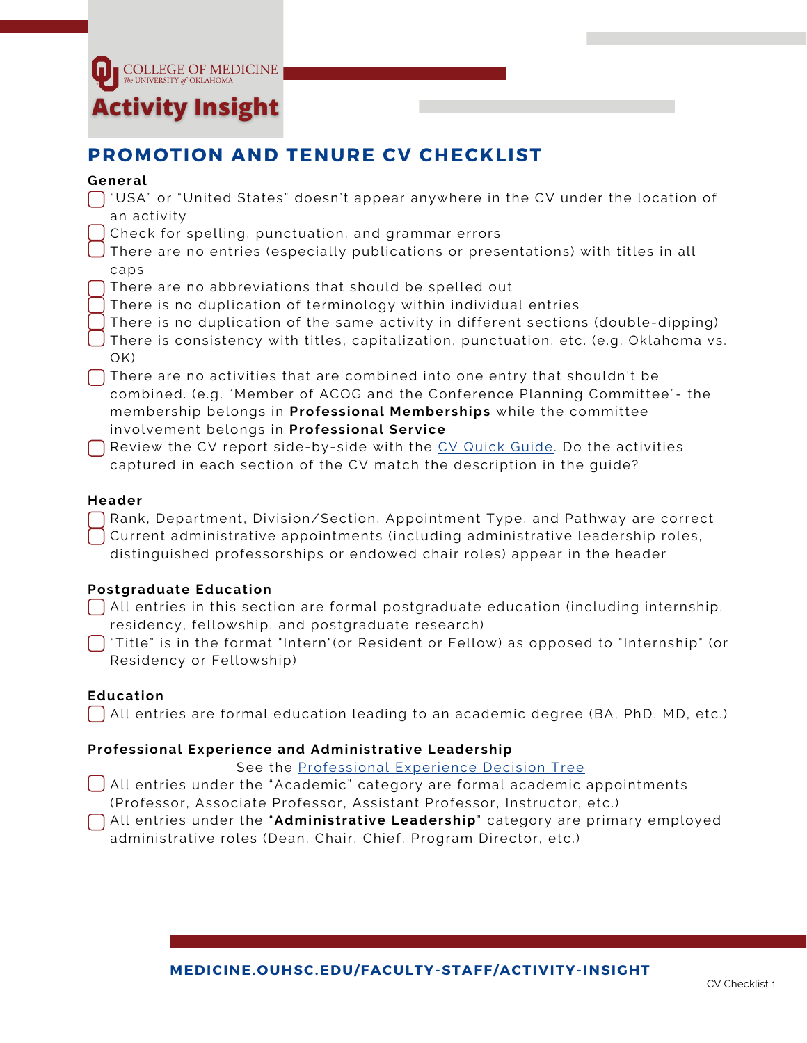COLLEGE OF MEDICINE
The UNIVERSITY of OKLAHOMA

**Activity Insight**

# PROMOTION AND TENURE CV CHECKLIST

**General**

- [ ] "USA" or "United States" doesn't appear anywhere in the CV under the location of an activity
- [ ] Check for spelling, punctuation, and grammar errors
- [ ] There are no entries (especially publications or presentations) with titles in all caps
- [ ] There are no abbreviations that should be spelled out
- [ ] There is no duplication of terminology within individual entries
- [ ] There is no duplication of the same activity in different sections (double-dipping)
- [ ] There is consistency with titles, capitalization, punctuation, etc. (e.g. Oklahoma vs. OK)
- [ ] There are no activities that are combined into one entry that shouldn't be combined. (e.g. "Member of ACOG and the Conference Planning Committee"- the membership belongs in **Professional Memberships** while the committee involvement belongs in **Professional Service**
- [ ] Review the CV report side-by-side with the [CV Quick Guide](). Do the activities captured in each section of the CV match the description in the guide?

**Header**

- [ ] Rank, Department, Division/Section, Appointment Type, and Pathway are correct
- [ ] Current administrative appointments (including administrative leadership roles, distinguished professorships or endowed chair roles) appear in the header

**Postgraduate Education**

- [ ] All entries in this section are formal postgraduate education (including internship, residency, fellowship, and postgraduate research)
- [ ] "Title" is in the format "Intern"(or Resident or Fellow) as opposed to "Internship" (or Residency or Fellowship)

**Education**

- [ ] All entries are formal education leading to an academic degree (BA, PhD, MD, etc.)

**Professional Experience and Administrative Leadership**

See the [Professional Experience Decision Tree]()

- [ ] All entries under the "Academic" category are formal academic appointments (Professor, Associate Professor, Assistant Professor, Instructor, etc.)
- [ ] All entries under the "**Administrative Leadership**" category are primary employed administrative roles (Dean, Chair, Chief, Program Director, etc.)

**MEDICINE.OUHSC.EDU/FACULTY-STAFF/ACTIVITY-INSIGHT**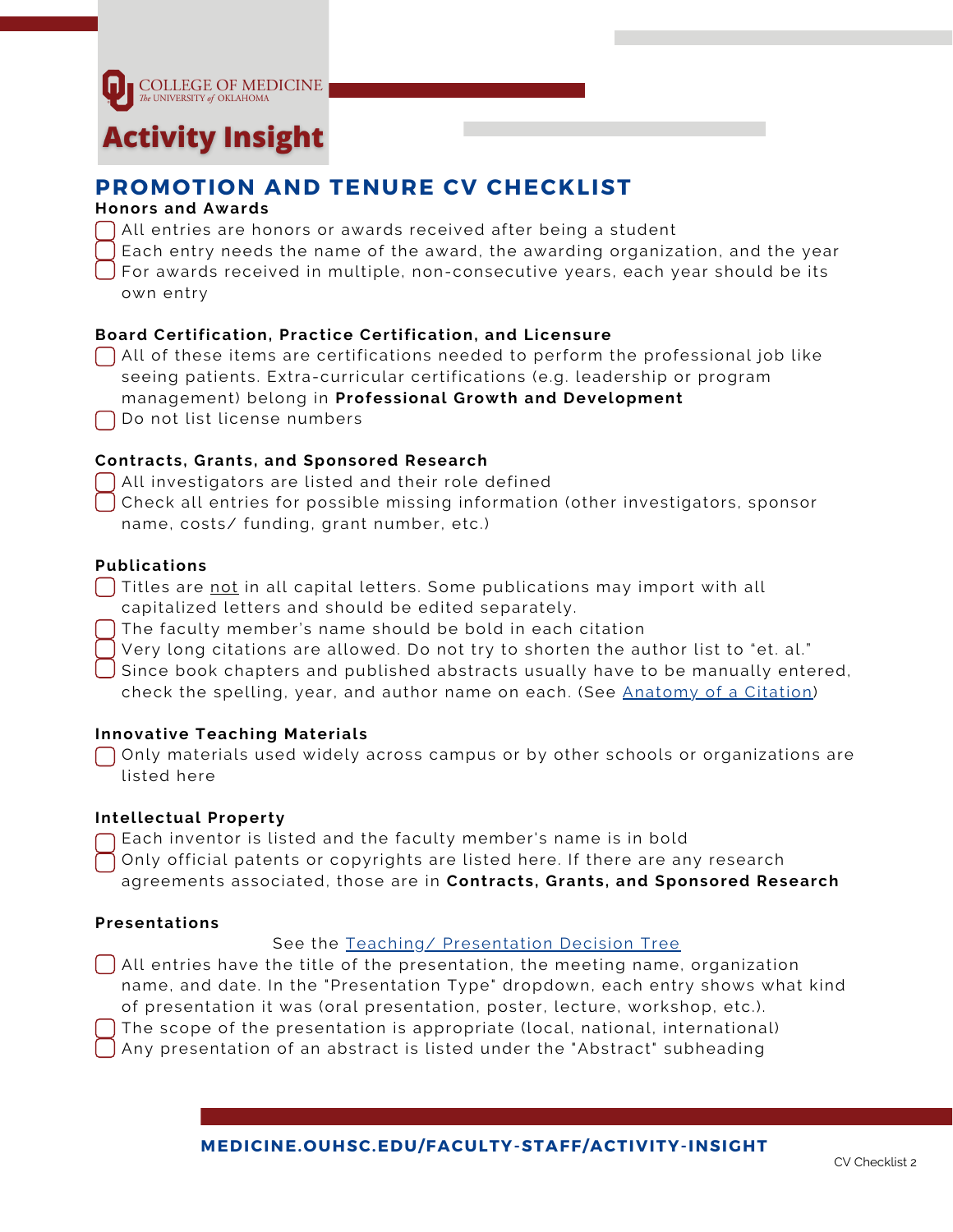COLLEGE OF MEDICINE
The UNIVERSITY of OKLAHOMA

Activity Insight

# PROMOTION AND TENURE CV CHECKLIST

### Honors and Awards

- [ ] All entries are honors or awards received after being a student
- [ ] Each entry needs the name of the award, the awarding organization, and the year
- [ ] For awards received in multiple, non-consecutive years, each year should be its own entry

### Board Certification, Practice Certification, and Licensure

- [ ] All of these items are certifications needed to perform the professional job like seeing patients. Extra-curricular certifications (e.g. leadership or program management) belong in **Professional Growth and Development**
- [ ] Do not list license numbers

### Contracts, Grants, and Sponsored Research

- [ ] All investigators are listed and their role defined
- [ ] Check all entries for possible missing information (other investigators, sponsor name, costs/ funding, grant number, etc.)

### Publications

- [ ] Titles are <u>not</u> in all capital letters. Some publications may import with all capitalized letters and should be edited separately.
- [ ] The faculty member's name should be bold in each citation
- [ ] Very long citations are allowed. Do not try to shorten the author list to "et. al."
- [ ] Since book chapters and published abstracts usually have to be manually entered, check the spelling, year, and author name on each. (See [Anatomy of a Citation](#))

### Innovative Teaching Materials

- [ ] Only materials used widely across campus or by other schools or organizations are listed here

### Intellectual Property

- [ ] Each inventor is listed and the faculty member's name is in bold
- [ ] Only official patents or copyrights are listed here. If there are any research agreements associated, those are in **Contracts, Grants, and Sponsored Research**

### Presentations

See the [Teaching/ Presentation Decision Tree](#)

- [ ] All entries have the title of the presentation, the meeting name, organization name, and date. In the "Presentation Type" dropdown, each entry shows what kind of presentation it was (oral presentation, poster, lecture, workshop, etc.).
- [ ] The scope of the presentation is appropriate (local, national, international)
- [ ] Any presentation of an abstract is listed under the "Abstract" subheading

MEDICINE.OUHSC.EDU/FACULTY-STAFF/ACTIVITY-INSIGHT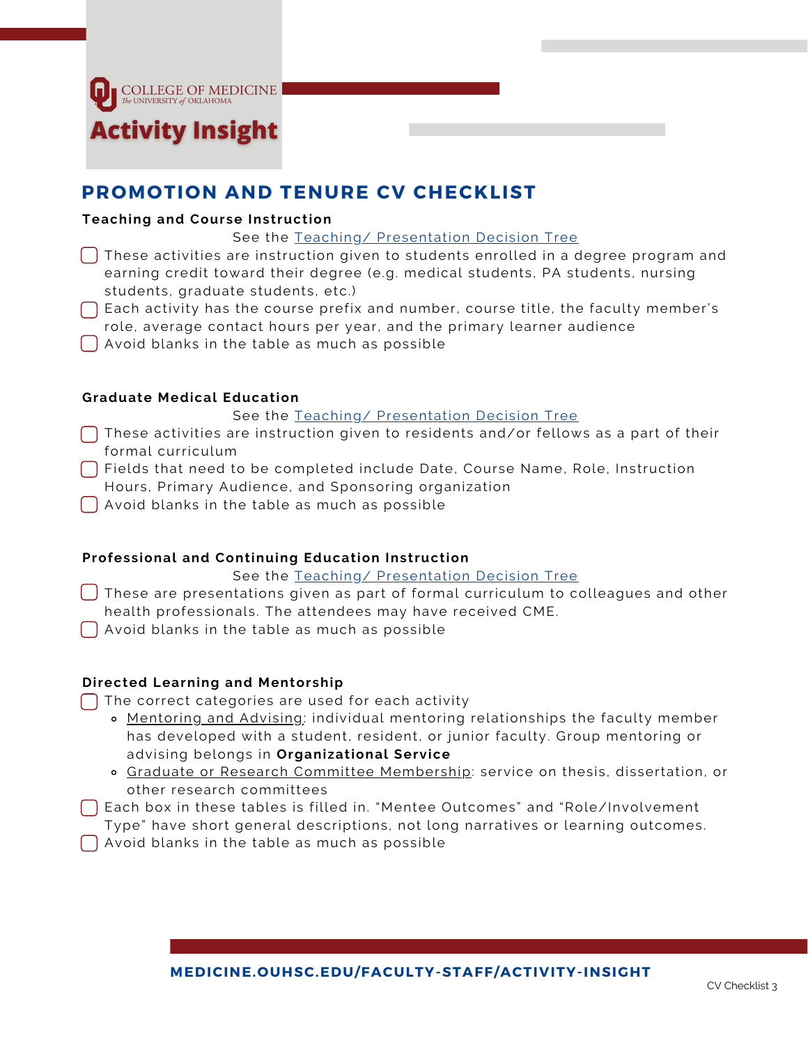COLLEGE OF MEDICINE
The UNIVERSITY of OKLAHOMA

Activity Insight

# PROMOTION AND TENURE CV CHECKLIST

### Teaching and Course Instruction

See the [Teaching/ Presentation Decision Tree]

- [ ] These activities are instruction given to students enrolled in a degree program and earning credit toward their degree (e.g. medical students, PA students, nursing students, graduate students, etc.)
- [ ] Each activity has the course prefix and number, course title, the faculty member's role, average contact hours per year, and the primary learner audience
- [ ] Avoid blanks in the table as much as possible

### Graduate Medical Education

See the [Teaching/ Presentation Decision Tree]

- [ ] These activities are instruction given to residents and/or fellows as a part of their formal curriculum
- [ ] Fields that need to be completed include Date, Course Name, Role, Instruction Hours, Primary Audience, and Sponsoring organization
- [ ] Avoid blanks in the table as much as possible

### Professional and Continuing Education Instruction

See the [Teaching/ Presentation Decision Tree]

- [ ] These are presentations given as part of formal curriculum to colleagues and other health professionals. The attendees may have received CME.
- [ ] Avoid blanks in the table as much as possible

### Directed Learning and Mentorship

- [ ] The correct categories are used for each activity
  - Mentoring and Advising: individual mentoring relationships the faculty member has developed with a student, resident, or junior faculty. Group mentoring or advising belongs in **Organizational Service**
  - Graduate or Research Committee Membership: service on thesis, dissertation, or other research committees
- [ ] Each box in these tables is filled in. "Mentee Outcomes" and "Role/Involvement Type" have short general descriptions, not long narratives or learning outcomes.
- [ ] Avoid blanks in the table as much as possible

MEDICINE.OUHSC.EDU/FACULTY-STAFF/ACTIVITY-INSIGHT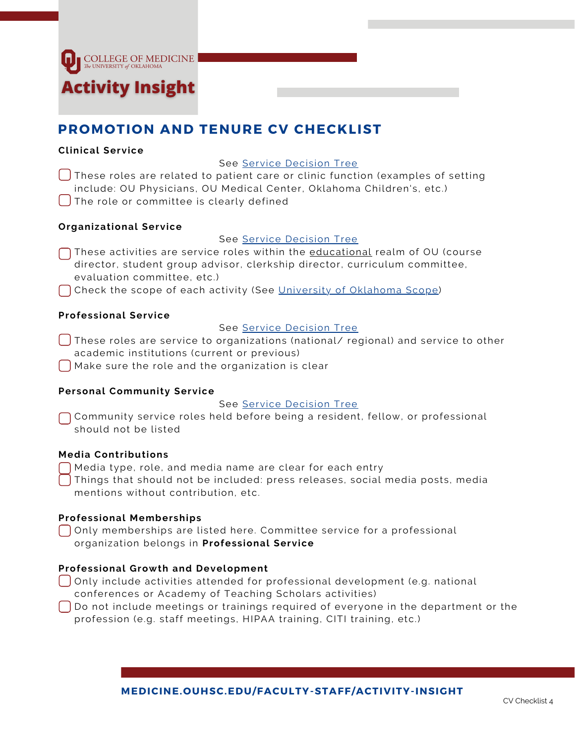COLLEGE OF MEDICINE
The UNIVERSITY of OKLAHOMA

# Activity Insight

## PROMOTION AND TENURE CV CHECKLIST

### Clinical Service

See Service Decision Tree

- [ ] These roles are related to patient care or clinic function (examples of setting include: OU Physicians, OU Medical Center, Oklahoma Children's, etc.)
- [ ] The role or committee is clearly defined

### Organizational Service

See Service Decision Tree

- [ ] These activities are service roles within the educational realm of OU (course director, student group advisor, clerkship director, curriculum committee, evaluation committee, etc.)
- [ ] Check the scope of each activity (See University of Oklahoma Scope)

### Professional Service

See Service Decision Tree

- [ ] These roles are service to organizations (national/ regional) and service to other academic institutions (current or previous)
- [ ] Make sure the role and the organization is clear

### Personal Community Service

See Service Decision Tree

- [ ] Community service roles held before being a resident, fellow, or professional should not be listed

### Media Contributions

- [ ] Media type, role, and media name are clear for each entry
- [ ] Things that should not be included: press releases, social media posts, media mentions without contribution, etc.

### Professional Memberships

- [ ] Only memberships are listed here. Committee service for a professional organization belongs in **Professional Service**

### Professional Growth and Development

- [ ] Only include activities attended for professional development (e.g. national conferences or Academy of Teaching Scholars activities)
- [ ] Do not include meetings or trainings required of everyone in the department or the profession (e.g. staff meetings, HIPAA training, CITI training, etc.)

MEDICINE.OUHSC.EDU/FACULTY-STAFF/ACTIVITY-INSIGHT